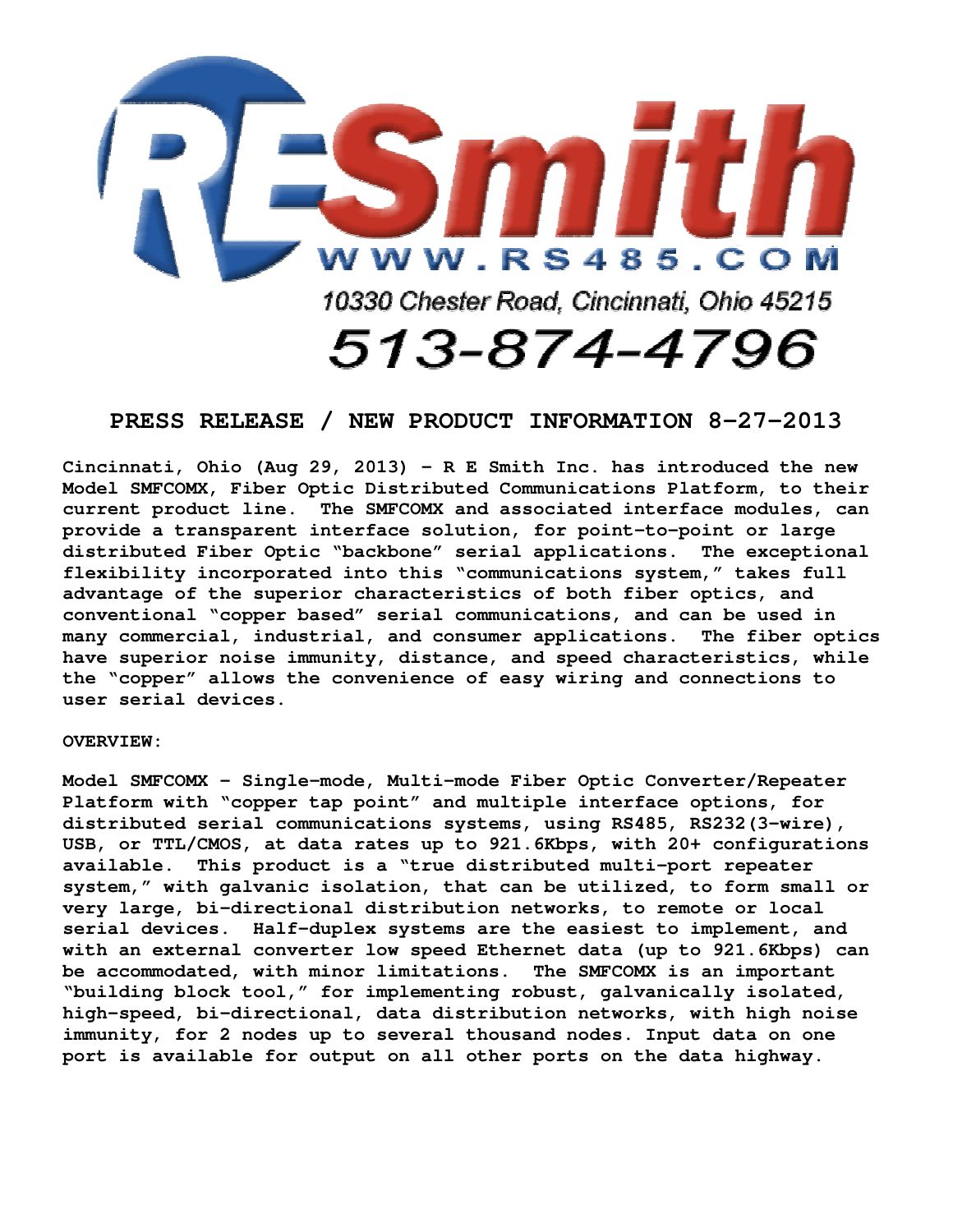# RE Smith

WWW.RS485.COM

10330 Chester Road, Cincinnati, Ohio 45215

513-874-4796

## PRESS RELEASE / NEW PRODUCT INFORMATION 8-27-2013

**Cincinnati, Ohio (Aug 29, 2013) – R E Smith Inc. has introduced the new Model SMFCOMX, Fiber Optic Distributed Communications Platform, to their current product line. The SMFCOMX and associated interface modules, can provide a transparent interface solution, for point-to-point or large distributed Fiber Optic "backbone" serial applications. The exceptional flexibility incorporated into this "communications system," takes full advantage of the superior characteristics of both fiber optics, and conventional "copper based" serial communications, and can be used in many commercial, industrial, and consumer applications. The fiber optics have superior noise immunity, distance, and speed characteristics, while the "copper" allows the convenience of easy wiring and connections to user serial devices.**

**OVERVIEW:**

**Model SMFCOMX – Single-mode, Multi-mode Fiber Optic Converter/Repeater Platform with "copper tap point" and multiple interface options, for distributed serial communications systems, using RS485, RS232(3-wire), USB, or TTL/CMOS, at data rates up to 921.6Kbps, with 20+ configurations available. This product is a "true distributed multi-port repeater system," with galvanic isolation, that can be utilized, to form small or very large, bi-directional distribution networks, to remote or local serial devices. Half-duplex systems are the easiest to implement, and with an external converter low speed Ethernet data (up to 921.6Kbps) can be accommodated, with minor limitations. The SMFCOMX is an important "building block tool," for implementing robust, galvanically isolated, high-speed, bi-directional, data distribution networks, with high noise immunity, for 2 nodes up to several thousand nodes. Input data on one port is available for output on all other ports on the data highway.**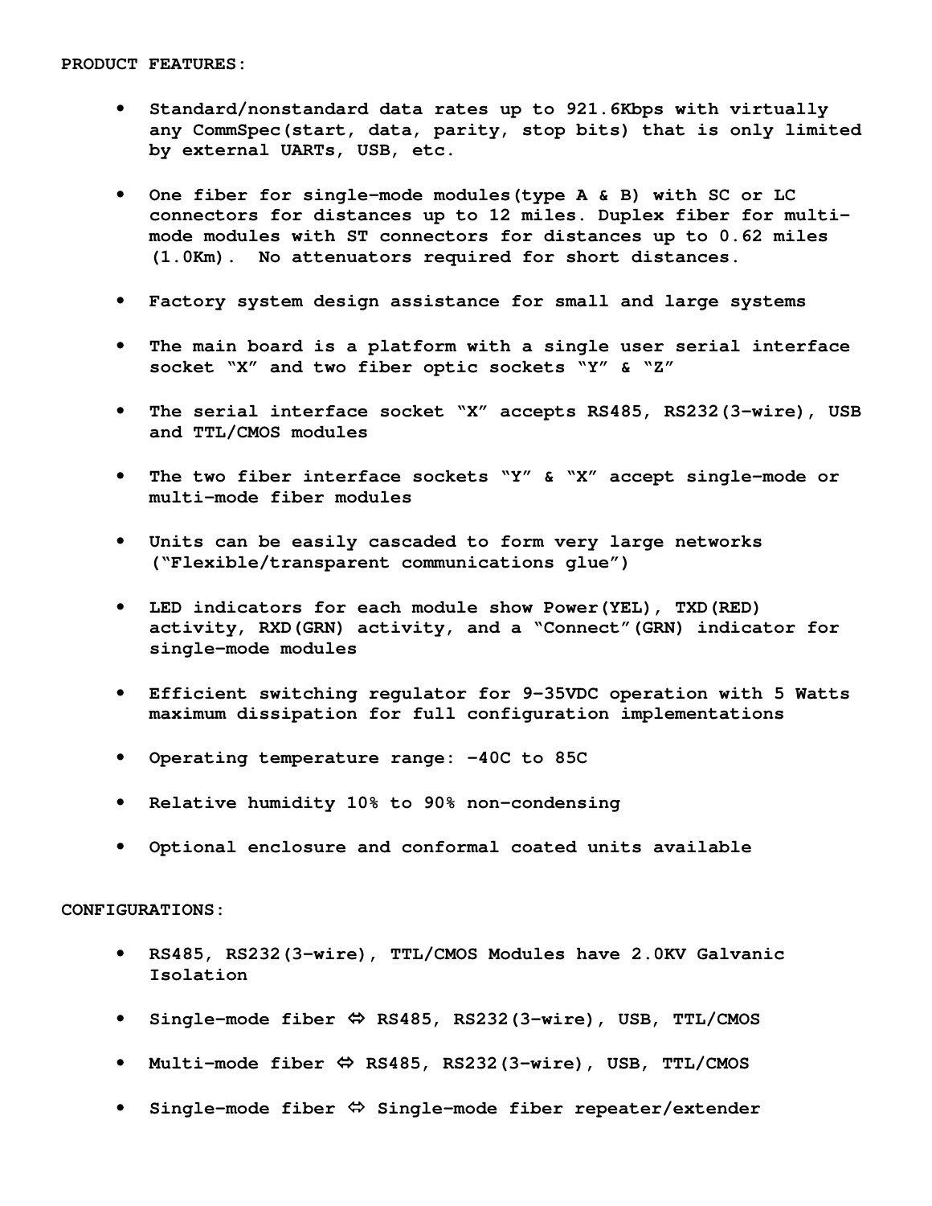**PRODUCT FEATURES:**

- **Standard/nonstandard data rates up to 921.6Kbps with virtually any CommSpec(start, data, parity, stop bits) that is only limited by external UARTs, USB, etc.**

- **One fiber for single-mode modules(type A & B) with SC or LC connectors for distances up to 12 miles. Duplex fiber for multi-mode modules with ST connectors for distances up to 0.62 miles (1.0Km). No attenuators required for short distances.**

- **Factory system design assistance for small and large systems**

- **The main board is a platform with a single user serial interface socket "X" and two fiber optic sockets "Y" & "Z"**

- **The serial interface socket "X" accepts RS485, RS232(3-wire), USB and TTL/CMOS modules**

- **The two fiber interface sockets "Y" & "X" accept single-mode or multi-mode fiber modules**

- **Units can be easily cascaded to form very large networks ("Flexible/transparent communications glue")**

- **LED indicators for each module show Power(YEL), TXD(RED) activity, RXD(GRN) activity, and a "Connect"(GRN) indicator for single-mode modules**

- **Efficient switching regulator for 9-35VDC operation with 5 Watts maximum dissipation for full configuration implementations**

- **Operating temperature range: -40C to 85C**

- **Relative humidity 10% to 90% non-condensing**

- **Optional enclosure and conformal coated units available**

**CONFIGURATIONS:**

- **RS485, RS232(3-wire), TTL/CMOS Modules have 2.0KV Galvanic Isolation**

- **Single-mode fiber ⇔ RS485, RS232(3-wire), USB, TTL/CMOS**

- **Multi-mode fiber ⇔ RS485, RS232(3-wire), USB, TTL/CMOS**

- **Single-mode fiber ⇔ Single-mode fiber repeater/extender**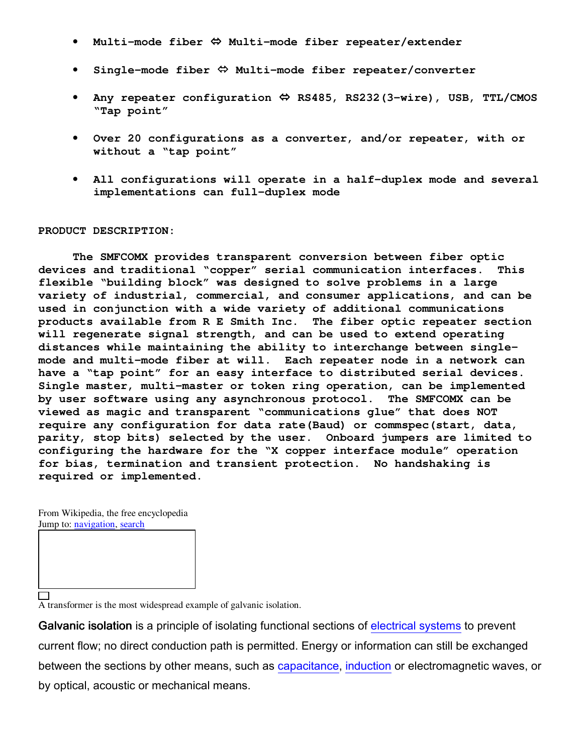- **Multi-mode fiber ⇔ Multi-mode fiber repeater/extender**
- **Single-mode fiber ⇔ Multi-mode fiber repeater/converter**
- **Any repeater configuration ⇔ RS485, RS232(3-wire), USB, TTL/CMOS "Tap point"**
- **Over 20 configurations as a converter, and/or repeater, with or without a "tap point"**
- **All configurations will operate in a half-duplex mode and several implementations can full-duplex mode**

**PRODUCT DESCRIPTION:**

**The SMFCOMX provides transparent conversion between fiber optic devices and traditional "copper" serial communication interfaces. This flexible "building block" was designed to solve problems in a large variety of industrial, commercial, and consumer applications, and can be used in conjunction with a wide variety of additional communications products available from R E Smith Inc. The fiber optic repeater section will regenerate signal strength, and can be used to extend operating distances while maintaining the ability to interchange between single-mode and multi-mode fiber at will. Each repeater node in a network can have a "tap point" for an easy interface to distributed serial devices. Single master, multi-master or token ring operation, can be implemented by user software using any asynchronous protocol. The SMFCOMX can be viewed as magic and transparent "communications glue" that does NOT require any configuration for data rate(Baud) or commspec(start, data, parity, stop bits) selected by the user. Onboard jumpers are limited to configuring the hardware for the "X copper interface module" operation for bias, termination and transient protection. No handshaking is required or implemented.**

From Wikipedia, the free encyclopedia
Jump to: navigation, search

A transformer is the most widespread example of galvanic isolation.

**Galvanic isolation** is a principle of isolating functional sections of electrical systems to prevent current flow; no direct conduction path is permitted. Energy or information can still be exchanged between the sections by other means, such as capacitance, induction or electromagnetic waves, or by optical, acoustic or mechanical means.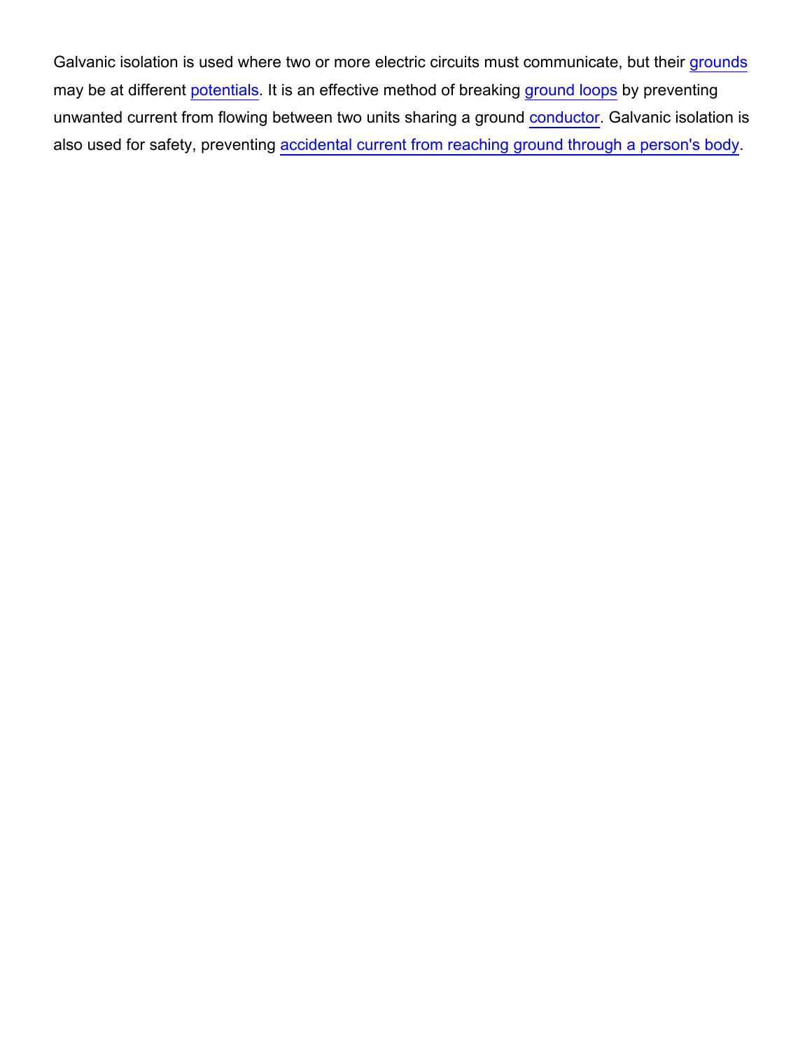Galvanic isolation is used where two or more electric circuits must communicate, but their grounds may be at different potentials. It is an effective method of breaking ground loops by preventing unwanted current from flowing between two units sharing a ground conductor. Galvanic isolation is also used for safety, preventing accidental current from reaching ground through a person's body.